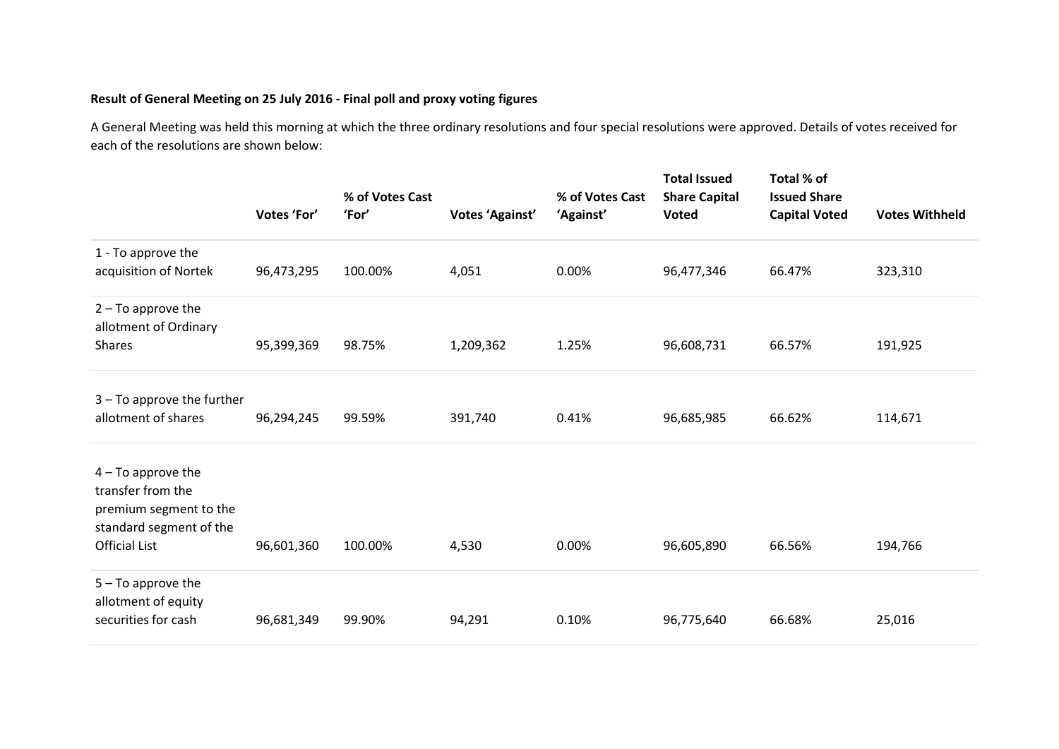**Result of General Meeting on 25 July 2016 - Final poll and proxy voting figures**

A General Meeting was held this morning at which the three ordinary resolutions and four special resolutions were approved. Details of votes received for each of the resolutions are shown below:

| | Votes 'For' | % of Votes Cast 'For' | Votes 'Against' | % of Votes Cast 'Against' | Total Issued Share Capital Voted | Total % of Issued Share Capital Voted | Votes Withheld |
|---|---|---|---|---|---|---|---|
| 1 - To approve the acquisition of Nortek | 96,473,295 | 100.00% | 4,051 | 0.00% | 96,477,346 | 66.47% | 323,310 |
| 2 – To approve the allotment of Ordinary Shares | 95,399,369 | 98.75% | 1,209,362 | 1.25% | 96,608,731 | 66.57% | 191,925 |
| 3 – To approve the further allotment of shares | 96,294,245 | 99.59% | 391,740 | 0.41% | 96,685,985 | 66.62% | 114,671 |
| 4 – To approve the transfer from the premium segment to the standard segment of the Official List | 96,601,360 | 100.00% | 4,530 | 0.00% | 96,605,890 | 66.56% | 194,766 |
| 5 – To approve the allotment of equity securities for cash | 96,681,349 | 99.90% | 94,291 | 0.10% | 96,775,640 | 66.68% | 25,016 |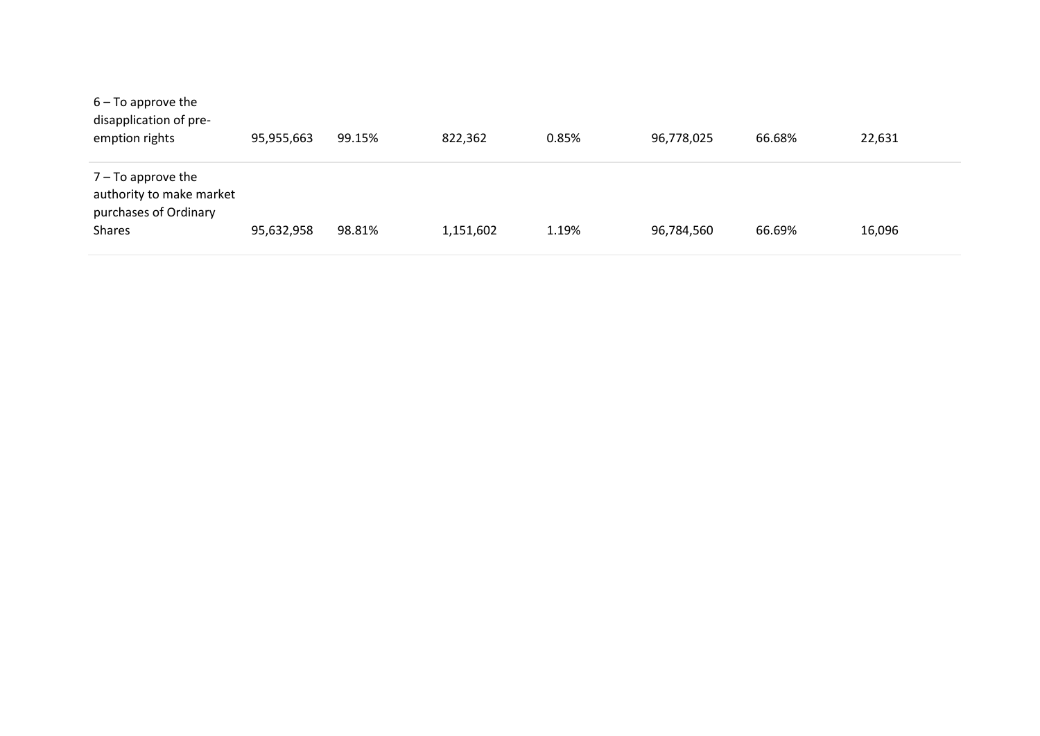| | | | | | | | |
|---|---|---|---|---|---|---|---|
| 6 – To approve the disapplication of pre-emption rights | 95,955,663 | 99.15% | 822,362 | 0.85% | 96,778,025 | 66.68% | 22,631 |
| 7 – To approve the authority to make market purchases of Ordinary Shares | 95,632,958 | 98.81% | 1,151,602 | 1.19% | 96,784,560 | 66.69% | 16,096 |